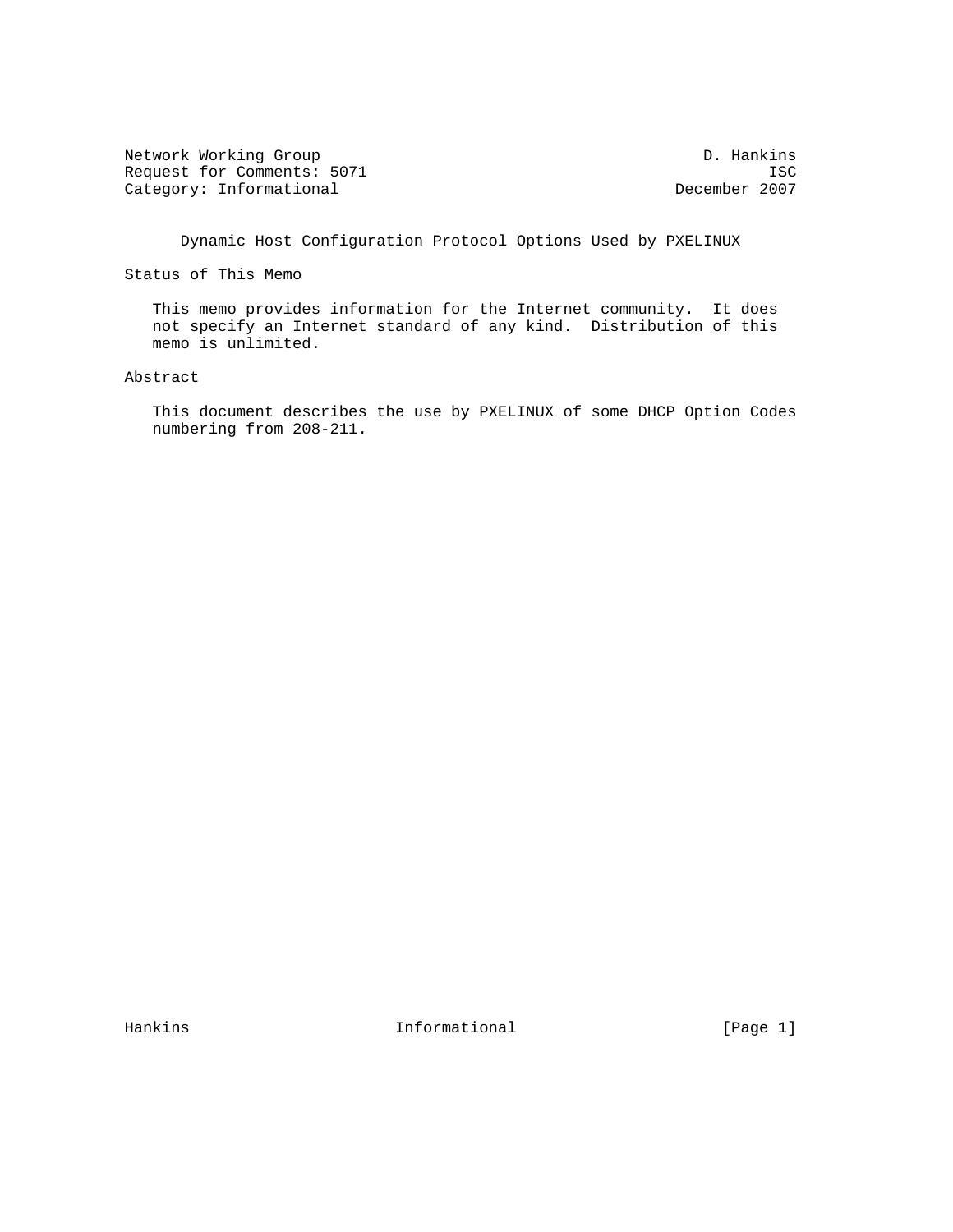Network Working Group D. Hankins
Request for Comments: 5071 ISC
Category: Informational December 2007

# Dynamic Host Configuration Protocol Options Used by PXELINUX

## Status of This Memo

This memo provides information for the Internet community. It does not specify an Internet standard of any kind. Distribution of this memo is unlimited.

## Abstract

This document describes the use by PXELINUX of some DHCP Option Codes numbering from 208-211.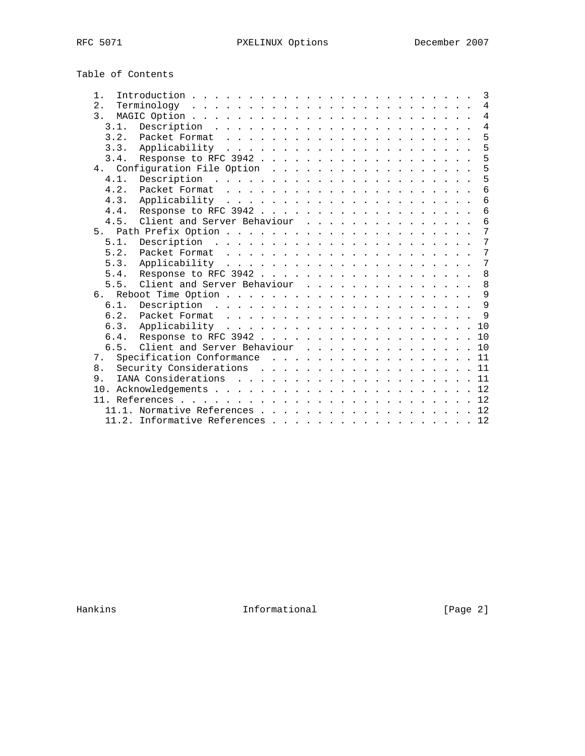## Table of Contents

```
   1.  Introduction . . . . . . . . . . . . . . . . . . . . . . . . .  3
   2.  Terminology  . . . . . . . . . . . . . . . . . . . . . . . . .  4
   3.  MAGIC Option . . . . . . . . . . . . . . . . . . . . . . . . .  4
     3.1.  Description  . . . . . . . . . . . . . . . . . . . . . . .  4
     3.2.  Packet Format  . . . . . . . . . . . . . . . . . . . . . .  5
     3.3.  Applicability  . . . . . . . . . . . . . . . . . . . . . .  5
     3.4.  Response to RFC 3942 . . . . . . . . . . . . . . . . . . .  5
   4.  Configuration File Option  . . . . . . . . . . . . . . . . . .  5
     4.1.  Description  . . . . . . . . . . . . . . . . . . . . . . .  5
     4.2.  Packet Format  . . . . . . . . . . . . . . . . . . . . . .  6
     4.3.  Applicability  . . . . . . . . . . . . . . . . . . . . . .  6
     4.4.  Response to RFC 3942 . . . . . . . . . . . . . . . . . . .  6
     4.5.  Client and Server Behaviour  . . . . . . . . . . . . . . .  6
   5.  Path Prefix Option . . . . . . . . . . . . . . . . . . . . . .  7
     5.1.  Description  . . . . . . . . . . . . . . . . . . . . . . .  7
     5.2.  Packet Format  . . . . . . . . . . . . . . . . . . . . . .  7
     5.3.  Applicability  . . . . . . . . . . . . . . . . . . . . . .  7
     5.4.  Response to RFC 3942 . . . . . . . . . . . . . . . . . . .  8
     5.5.  Client and Server Behaviour  . . . . . . . . . . . . . . .  8
   6.  Reboot Time Option . . . . . . . . . . . . . . . . . . . . . .  9
     6.1.  Description  . . . . . . . . . . . . . . . . . . . . . . .  9
     6.2.  Packet Format  . . . . . . . . . . . . . . . . . . . . . .  9
     6.3.  Applicability  . . . . . . . . . . . . . . . . . . . . . . 10
     6.4.  Response to RFC 3942 . . . . . . . . . . . . . . . . . . . 10
     6.5.  Client and Server Behaviour  . . . . . . . . . . . . . . . 10
   7.  Specification Conformance  . . . . . . . . . . . . . . . . . . 11
   8.  Security Considerations  . . . . . . . . . . . . . . . . . . . 11
   9.  IANA Considerations  . . . . . . . . . . . . . . . . . . . . . 11
   10. Acknowledgements . . . . . . . . . . . . . . . . . . . . . . . 12
   11. References . . . . . . . . . . . . . . . . . . . . . . . . . . 12
     11.1. Normative References . . . . . . . . . . . . . . . . . . . 12
     11.2. Informative References . . . . . . . . . . . . . . . . . . 12
```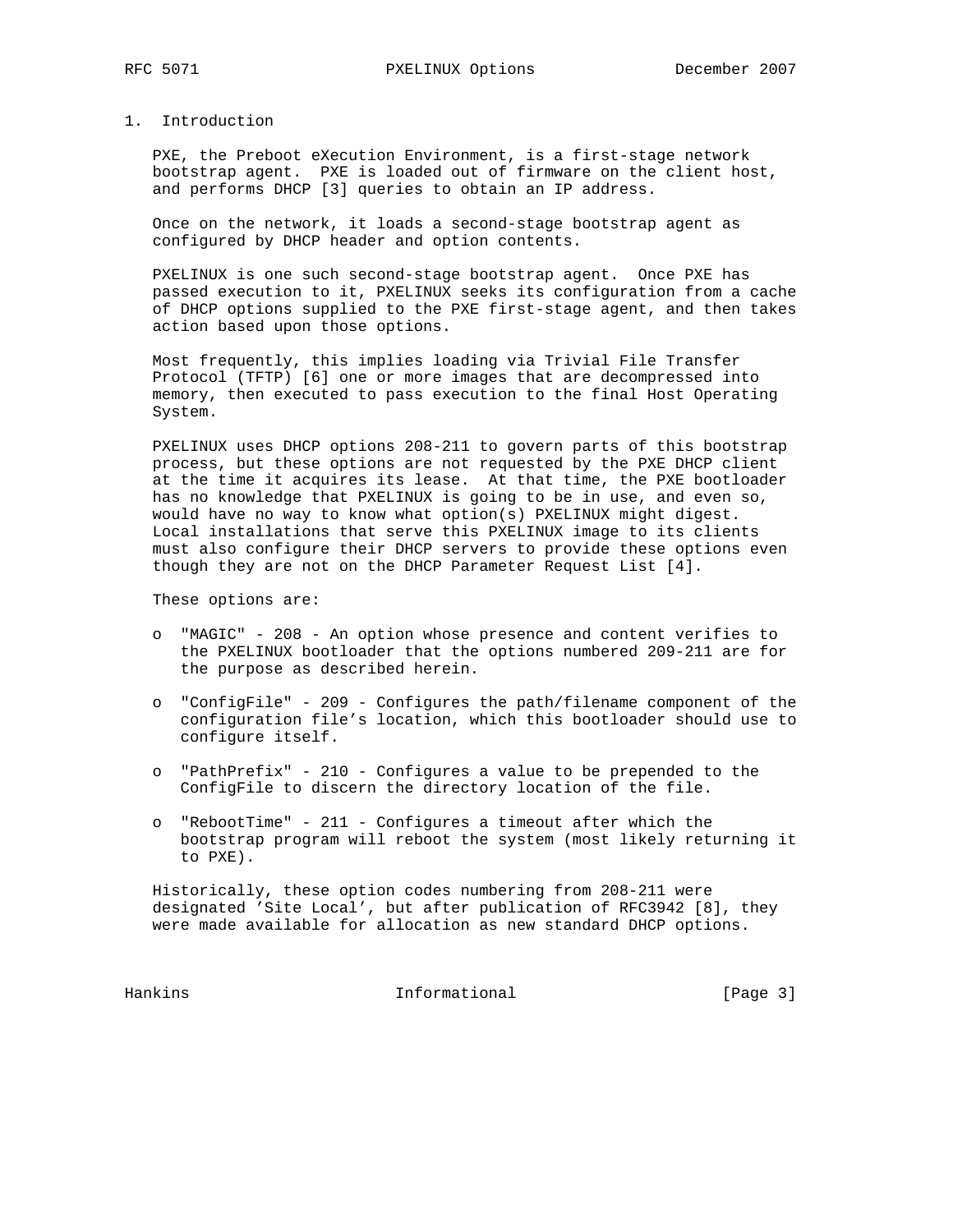# 1. Introduction

PXE, the Preboot eXecution Environment, is a first-stage network bootstrap agent. PXE is loaded out of firmware on the client host, and performs DHCP [3] queries to obtain an IP address.

Once on the network, it loads a second-stage bootstrap agent as configured by DHCP header and option contents.

PXELINUX is one such second-stage bootstrap agent. Once PXE has passed execution to it, PXELINUX seeks its configuration from a cache of DHCP options supplied to the PXE first-stage agent, and then takes action based upon those options.

Most frequently, this implies loading via Trivial File Transfer Protocol (TFTP) [6] one or more images that are decompressed into memory, then executed to pass execution to the final Host Operating System.

PXELINUX uses DHCP options 208-211 to govern parts of this bootstrap process, but these options are not requested by the PXE DHCP client at the time it acquires its lease. At that time, the PXE bootloader has no knowledge that PXELINUX is going to be in use, and even so, would have no way to know what option(s) PXELINUX might digest. Local installations that serve this PXELINUX image to its clients must also configure their DHCP servers to provide these options even though they are not on the DHCP Parameter Request List [4].

These options are:

- "MAGIC" - 208 - An option whose presence and content verifies to the PXELINUX bootloader that the options numbered 209-211 are for the purpose as described herein.
- "ConfigFile" - 209 - Configures the path/filename component of the configuration file's location, which this bootloader should use to configure itself.
- "PathPrefix" - 210 - Configures a value to be prepended to the ConfigFile to discern the directory location of the file.
- "RebootTime" - 211 - Configures a timeout after which the bootstrap program will reboot the system (most likely returning it to PXE).

Historically, these option codes numbering from 208-211 were designated 'Site Local', but after publication of RFC3942 [8], they were made available for allocation as new standard DHCP options.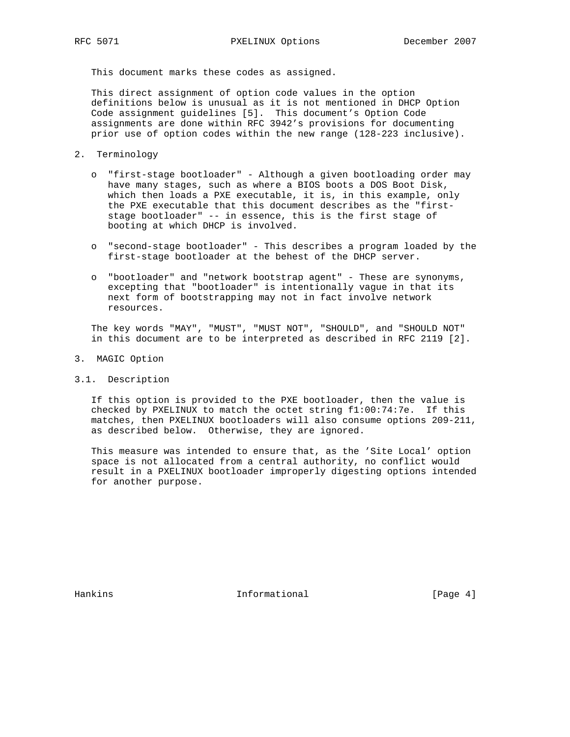This document marks these codes as assigned.

This direct assignment of option code values in the option definitions below is unusual as it is not mentioned in DHCP Option Code assignment guidelines [5]. This document's Option Code assignments are done within RFC 3942's provisions for documenting prior use of option codes within the new range (128-223 inclusive).

## 2. Terminology

- "first-stage bootloader" - Although a given bootloading order may have many stages, such as where a BIOS boots a DOS Boot Disk, which then loads a PXE executable, it is, in this example, only the PXE executable that this document describes as the "first-stage bootloader" -- in essence, this is the first stage of booting at which DHCP is involved.
- "second-stage bootloader" - This describes a program loaded by the first-stage bootloader at the behest of the DHCP server.
- "bootloader" and "network bootstrap agent" - These are synonyms, excepting that "bootloader" is intentionally vague in that its next form of bootstrapping may not in fact involve network resources.

The key words "MAY", "MUST", "MUST NOT", "SHOULD", and "SHOULD NOT" in this document are to be interpreted as described in RFC 2119 [2].

## 3. MAGIC Option

### 3.1. Description

If this option is provided to the PXE bootloader, then the value is checked by PXELINUX to match the octet string f1:00:74:7e. If this matches, then PXELINUX bootloaders will also consume options 209-211, as described below. Otherwise, they are ignored.

This measure was intended to ensure that, as the 'Site Local' option space is not allocated from a central authority, no conflict would result in a PXELINUX bootloader improperly digesting options intended for another purpose.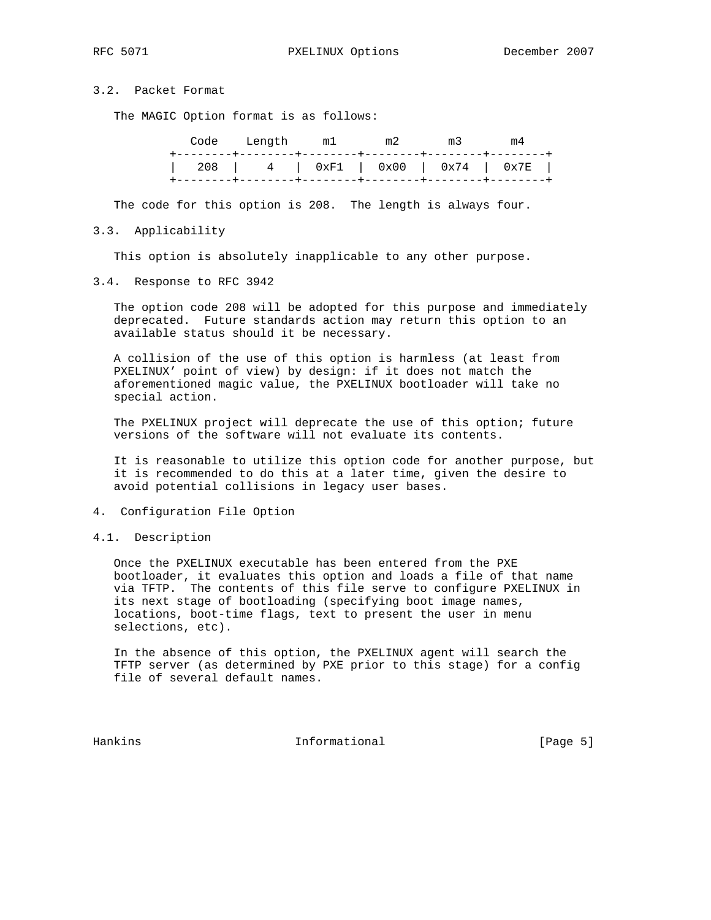### 3.2. Packet Format

The MAGIC Option format is as follows:

```
    Code    Length     m1       m2       m3       m4
 +--------+--------+--------+--------+--------+--------+
 |   208  |    4   |  0xF1  |  0x00  |  0x74  |  0x7E  |
 +--------+--------+--------+--------+--------+--------+
```

The code for this option is 208. The length is always four.

### 3.3. Applicability

This option is absolutely inapplicable to any other purpose.

### 3.4. Response to RFC 3942

The option code 208 will be adopted for this purpose and immediately deprecated. Future standards action may return this option to an available status should it be necessary.

A collision of the use of this option is harmless (at least from PXELINUX' point of view) by design: if it does not match the aforementioned magic value, the PXELINUX bootloader will take no special action.

The PXELINUX project will deprecate the use of this option; future versions of the software will not evaluate its contents.

It is reasonable to utilize this option code for another purpose, but it is recommended to do this at a later time, given the desire to avoid potential collisions in legacy user bases.

## 4. Configuration File Option

### 4.1. Description

Once the PXELINUX executable has been entered from the PXE bootloader, it evaluates this option and loads a file of that name via TFTP. The contents of this file serve to configure PXELINUX in its next stage of bootloading (specifying boot image names, locations, boot-time flags, text to present the user in menu selections, etc).

In the absence of this option, the PXELINUX agent will search the TFTP server (as determined by PXE prior to this stage) for a config file of several default names.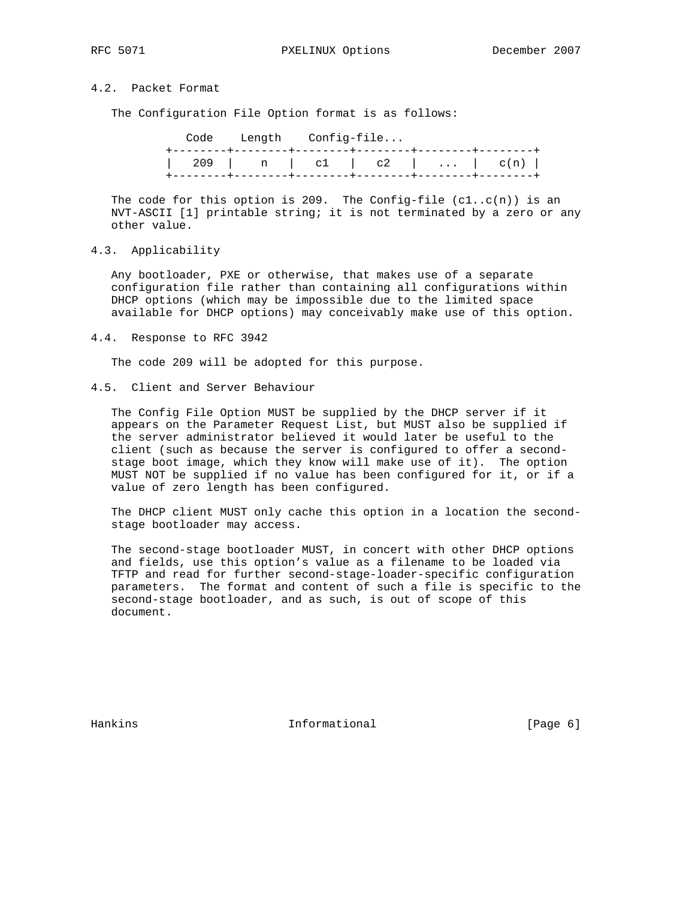### 4.2. Packet Format

The Configuration File Option format is as follows:

```
    Code    Length    Config-file...
 +--------+--------+--------+--------+--------+--------+
 |  209   |    n   |   c1   |   c2   |  ...   |  c(n)  |
 +--------+--------+--------+--------+--------+--------+
```

The code for this option is 209. The Config-file (c1..c(n)) is an NVT-ASCII [1] printable string; it is not terminated by a zero or any other value.

### 4.3. Applicability

Any bootloader, PXE or otherwise, that makes use of a separate configuration file rather than containing all configurations within DHCP options (which may be impossible due to the limited space available for DHCP options) may conceivably make use of this option.

### 4.4. Response to RFC 3942

The code 209 will be adopted for this purpose.

### 4.5. Client and Server Behaviour

The Config File Option MUST be supplied by the DHCP server if it appears on the Parameter Request List, but MUST also be supplied if the server administrator believed it would later be useful to the client (such as because the server is configured to offer a second-stage boot image, which they know will make use of it). The option MUST NOT be supplied if no value has been configured for it, or if a value of zero length has been configured.

The DHCP client MUST only cache this option in a location the second-stage bootloader may access.

The second-stage bootloader MUST, in concert with other DHCP options and fields, use this option's value as a filename to be loaded via TFTP and read for further second-stage-loader-specific configuration parameters. The format and content of such a file is specific to the second-stage bootloader, and as such, is out of scope of this document.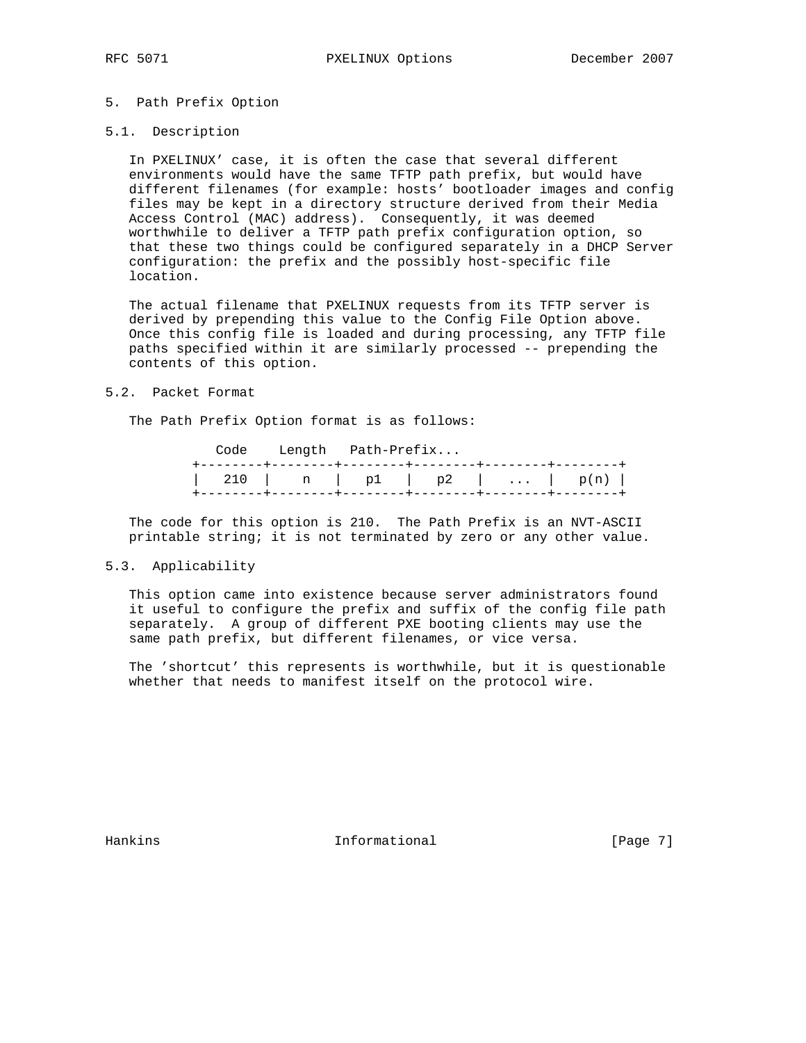## 5. Path Prefix Option

### 5.1. Description

In PXELINUX' case, it is often the case that several different environments would have the same TFTP path prefix, but would have different filenames (for example: hosts' bootloader images and config files may be kept in a directory structure derived from their Media Access Control (MAC) address). Consequently, it was deemed worthwhile to deliver a TFTP path prefix configuration option, so that these two things could be configured separately in a DHCP Server configuration: the prefix and the possibly host-specific file location.

The actual filename that PXELINUX requests from its TFTP server is derived by prepending this value to the Config File Option above. Once this config file is loaded and during processing, any TFTP file paths specified within it are similarly processed -- prepending the contents of this option.

### 5.2. Packet Format

The Path Prefix Option format is as follows:

```
     Code    Length   Path-Prefix...
   +--------+--------+--------+--------+--------+--------+
   |  210   |    n   |   p1   |   p2   |  ...   |  p(n) |
   +--------+--------+--------+--------+--------+--------+
```

The code for this option is 210. The Path Prefix is an NVT-ASCII printable string; it is not terminated by zero or any other value.

### 5.3. Applicability

This option came into existence because server administrators found it useful to configure the prefix and suffix of the config file path separately. A group of different PXE booting clients may use the same path prefix, but different filenames, or vice versa.

The 'shortcut' this represents is worthwhile, but it is questionable whether that needs to manifest itself on the protocol wire.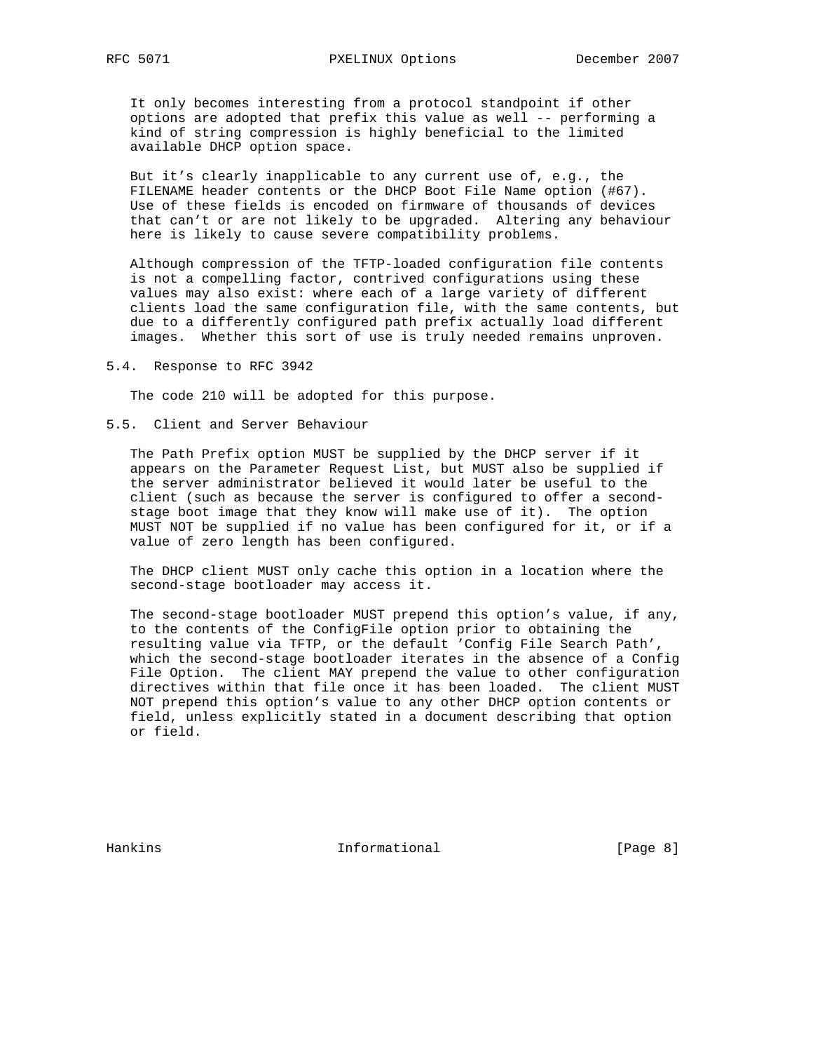It only becomes interesting from a protocol standpoint if other options are adopted that prefix this value as well -- performing a kind of string compression is highly beneficial to the limited available DHCP option space.

But it's clearly inapplicable to any current use of, e.g., the FILENAME header contents or the DHCP Boot File Name option (#67). Use of these fields is encoded on firmware of thousands of devices that can't or are not likely to be upgraded. Altering any behaviour here is likely to cause severe compatibility problems.

Although compression of the TFTP-loaded configuration file contents is not a compelling factor, contrived configurations using these values may also exist: where each of a large variety of different clients load the same configuration file, with the same contents, but due to a differently configured path prefix actually load different images. Whether this sort of use is truly needed remains unproven.

### 5.4. Response to RFC 3942

The code 210 will be adopted for this purpose.

### 5.5. Client and Server Behaviour

The Path Prefix option MUST be supplied by the DHCP server if it appears on the Parameter Request List, but MUST also be supplied if the server administrator believed it would later be useful to the client (such as because the server is configured to offer a second-stage boot image that they know will make use of it). The option MUST NOT be supplied if no value has been configured for it, or if a value of zero length has been configured.

The DHCP client MUST only cache this option in a location where the second-stage bootloader may access it.

The second-stage bootloader MUST prepend this option's value, if any, to the contents of the ConfigFile option prior to obtaining the resulting value via TFTP, or the default 'Config File Search Path', which the second-stage bootloader iterates in the absence of a Config File Option. The client MAY prepend the value to other configuration directives within that file once it has been loaded. The client MUST NOT prepend this option's value to any other DHCP option contents or field, unless explicitly stated in a document describing that option or field.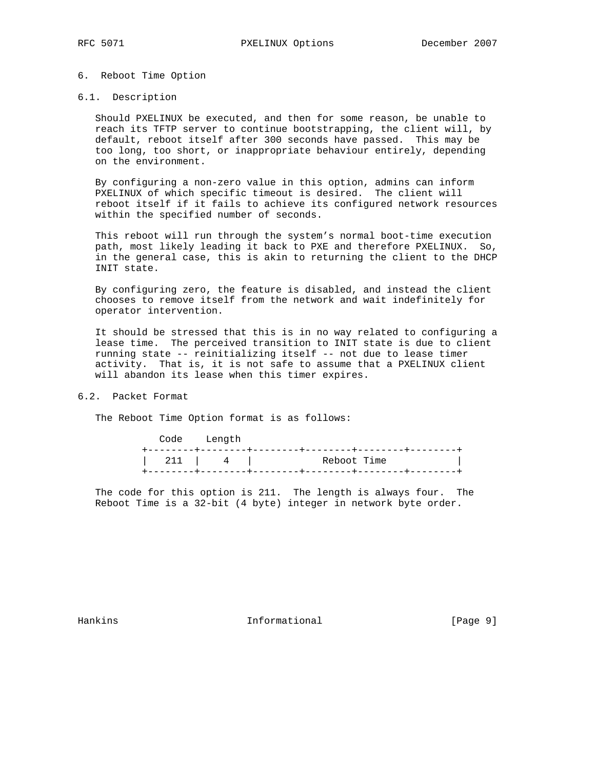## 6. Reboot Time Option

### 6.1. Description

Should PXELINUX be executed, and then for some reason, be unable to reach its TFTP server to continue bootstrapping, the client will, by default, reboot itself after 300 seconds have passed. This may be too long, too short, or inappropriate behaviour entirely, depending on the environment.

By configuring a non-zero value in this option, admins can inform PXELINUX of which specific timeout is desired. The client will reboot itself if it fails to achieve its configured network resources within the specified number of seconds.

This reboot will run through the system's normal boot-time execution path, most likely leading it back to PXE and therefore PXELINUX. So, in the general case, this is akin to returning the client to the DHCP INIT state.

By configuring zero, the feature is disabled, and instead the client chooses to remove itself from the network and wait indefinitely for operator intervention.

It should be stressed that this is in no way related to configuring a lease time. The perceived transition to INIT state is due to client running state -- reinitializing itself -- not due to lease timer activity. That is, it is not safe to assume that a PXELINUX client will abandon its lease when this timer expires.

### 6.2. Packet Format

The Reboot Time Option format is as follows:

```
   Code    Length
+--------+--------+--------+--------+--------+--------+
|  211   |    4   |           Reboot Time             |
+--------+--------+--------+--------+--------+--------+
```

The code for this option is 211. The length is always four. The Reboot Time is a 32-bit (4 byte) integer in network byte order.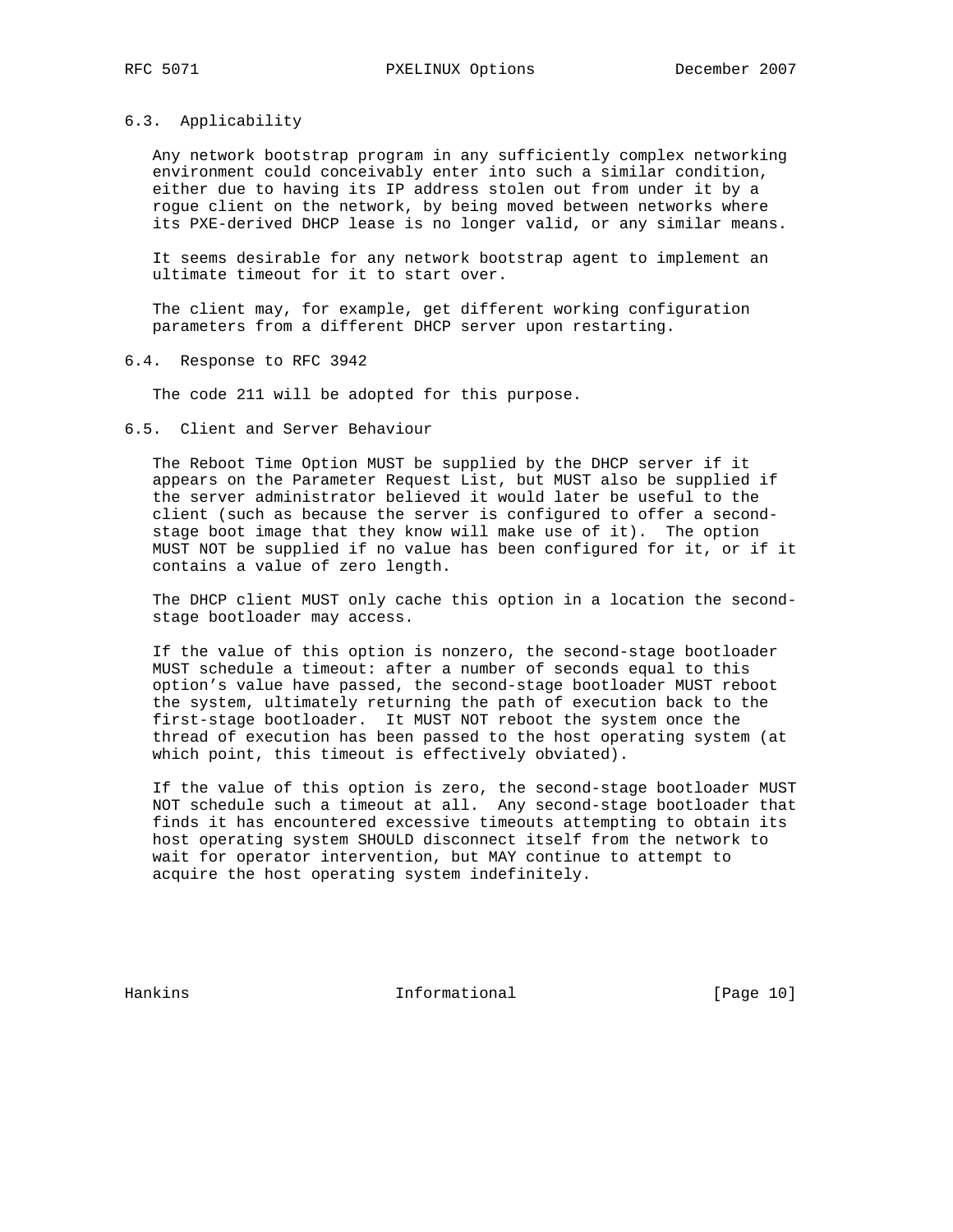### 6.3. Applicability

Any network bootstrap program in any sufficiently complex networking environment could conceivably enter into such a similar condition, either due to having its IP address stolen out from under it by a rogue client on the network, by being moved between networks where its PXE-derived DHCP lease is no longer valid, or any similar means.

It seems desirable for any network bootstrap agent to implement an ultimate timeout for it to start over.

The client may, for example, get different working configuration parameters from a different DHCP server upon restarting.

### 6.4. Response to RFC 3942

The code 211 will be adopted for this purpose.

### 6.5. Client and Server Behaviour

The Reboot Time Option MUST be supplied by the DHCP server if it appears on the Parameter Request List, but MUST also be supplied if the server administrator believed it would later be useful to the client (such as because the server is configured to offer a second-stage boot image that they know will make use of it). The option MUST NOT be supplied if no value has been configured for it, or if it contains a value of zero length.

The DHCP client MUST only cache this option in a location the second-stage bootloader may access.

If the value of this option is nonzero, the second-stage bootloader MUST schedule a timeout: after a number of seconds equal to this option's value have passed, the second-stage bootloader MUST reboot the system, ultimately returning the path of execution back to the first-stage bootloader. It MUST NOT reboot the system once the thread of execution has been passed to the host operating system (at which point, this timeout is effectively obviated).

If the value of this option is zero, the second-stage bootloader MUST NOT schedule such a timeout at all. Any second-stage bootloader that finds it has encountered excessive timeouts attempting to obtain its host operating system SHOULD disconnect itself from the network to wait for operator intervention, but MAY continue to attempt to acquire the host operating system indefinitely.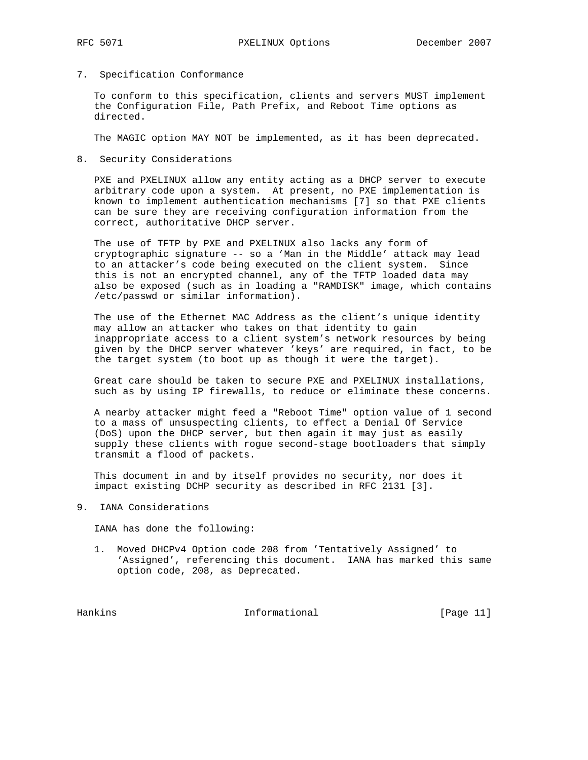## 7. Specification Conformance

To conform to this specification, clients and servers MUST implement the Configuration File, Path Prefix, and Reboot Time options as directed.

The MAGIC option MAY NOT be implemented, as it has been deprecated.

## 8. Security Considerations

PXE and PXELINUX allow any entity acting as a DHCP server to execute arbitrary code upon a system. At present, no PXE implementation is known to implement authentication mechanisms [7] so that PXE clients can be sure they are receiving configuration information from the correct, authoritative DHCP server.

The use of TFTP by PXE and PXELINUX also lacks any form of cryptographic signature -- so a 'Man in the Middle' attack may lead to an attacker's code being executed on the client system. Since this is not an encrypted channel, any of the TFTP loaded data may also be exposed (such as in loading a "RAMDISK" image, which contains /etc/passwd or similar information).

The use of the Ethernet MAC Address as the client's unique identity may allow an attacker who takes on that identity to gain inappropriate access to a client system's network resources by being given by the DHCP server whatever 'keys' are required, in fact, to be the target system (to boot up as though it were the target).

Great care should be taken to secure PXE and PXELINUX installations, such as by using IP firewalls, to reduce or eliminate these concerns.

A nearby attacker might feed a "Reboot Time" option value of 1 second to a mass of unsuspecting clients, to effect a Denial Of Service (DoS) upon the DHCP server, but then again it may just as easily supply these clients with rogue second-stage bootloaders that simply transmit a flood of packets.

This document in and by itself provides no security, nor does it impact existing DCHP security as described in RFC 2131 [3].

## 9. IANA Considerations

IANA has done the following:

1. Moved DHCPv4 Option code 208 from 'Tentatively Assigned' to 'Assigned', referencing this document. IANA has marked this same option code, 208, as Deprecated.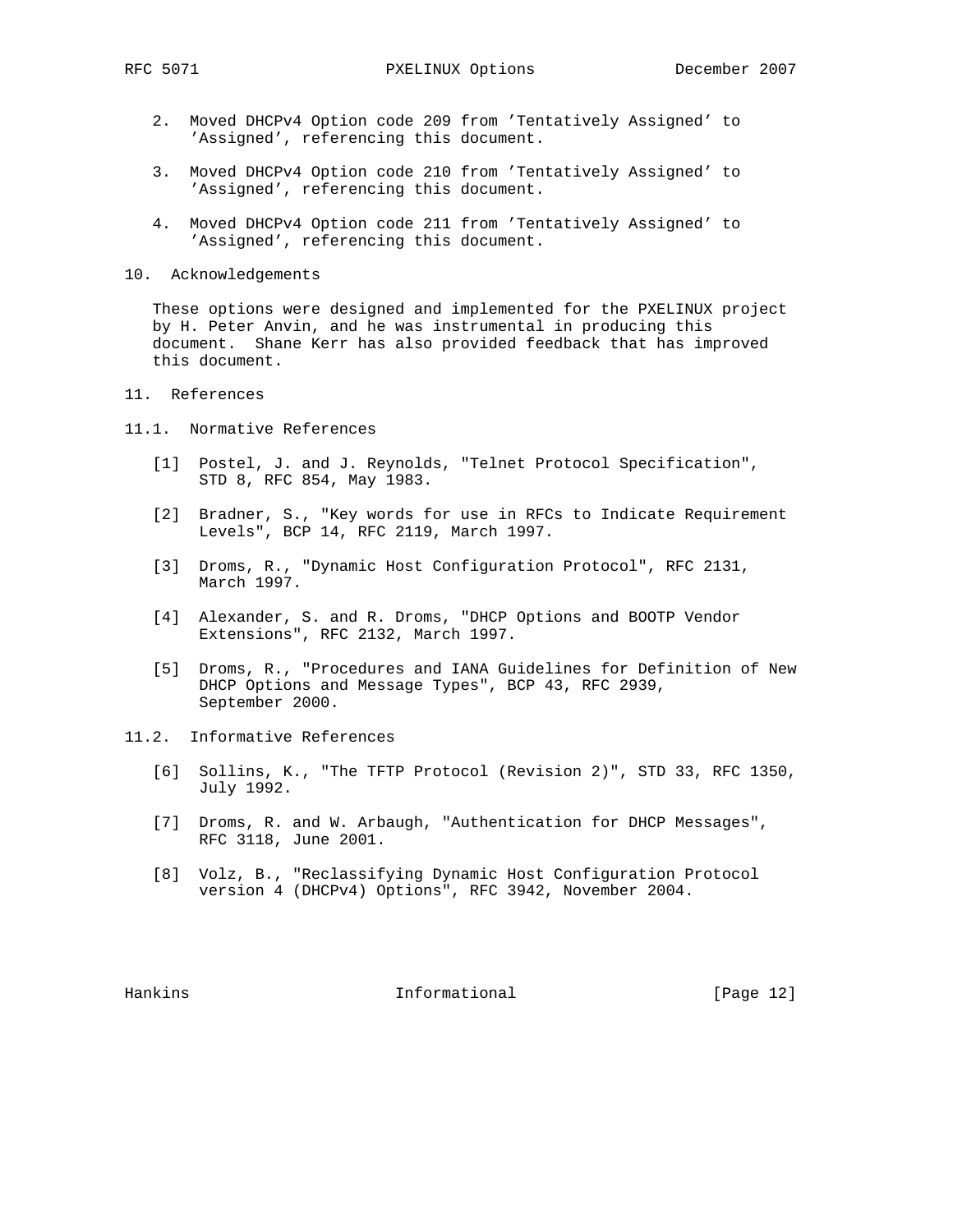2. Moved DHCPv4 Option code 209 from 'Tentatively Assigned' to 'Assigned', referencing this document.

3. Moved DHCPv4 Option code 210 from 'Tentatively Assigned' to 'Assigned', referencing this document.

4. Moved DHCPv4 Option code 211 from 'Tentatively Assigned' to 'Assigned', referencing this document.

## 10. Acknowledgements

These options were designed and implemented for the PXELINUX project by H. Peter Anvin, and he was instrumental in producing this document. Shane Kerr has also provided feedback that has improved this document.

## 11. References

### 11.1. Normative References

[1] Postel, J. and J. Reynolds, "Telnet Protocol Specification", STD 8, RFC 854, May 1983.

[2] Bradner, S., "Key words for use in RFCs to Indicate Requirement Levels", BCP 14, RFC 2119, March 1997.

[3] Droms, R., "Dynamic Host Configuration Protocol", RFC 2131, March 1997.

[4] Alexander, S. and R. Droms, "DHCP Options and BOOTP Vendor Extensions", RFC 2132, March 1997.

[5] Droms, R., "Procedures and IANA Guidelines for Definition of New DHCP Options and Message Types", BCP 43, RFC 2939, September 2000.

### 11.2. Informative References

[6] Sollins, K., "The TFTP Protocol (Revision 2)", STD 33, RFC 1350, July 1992.

[7] Droms, R. and W. Arbaugh, "Authentication for DHCP Messages", RFC 3118, June 2001.

[8] Volz, B., "Reclassifying Dynamic Host Configuration Protocol version 4 (DHCPv4) Options", RFC 3942, November 2004.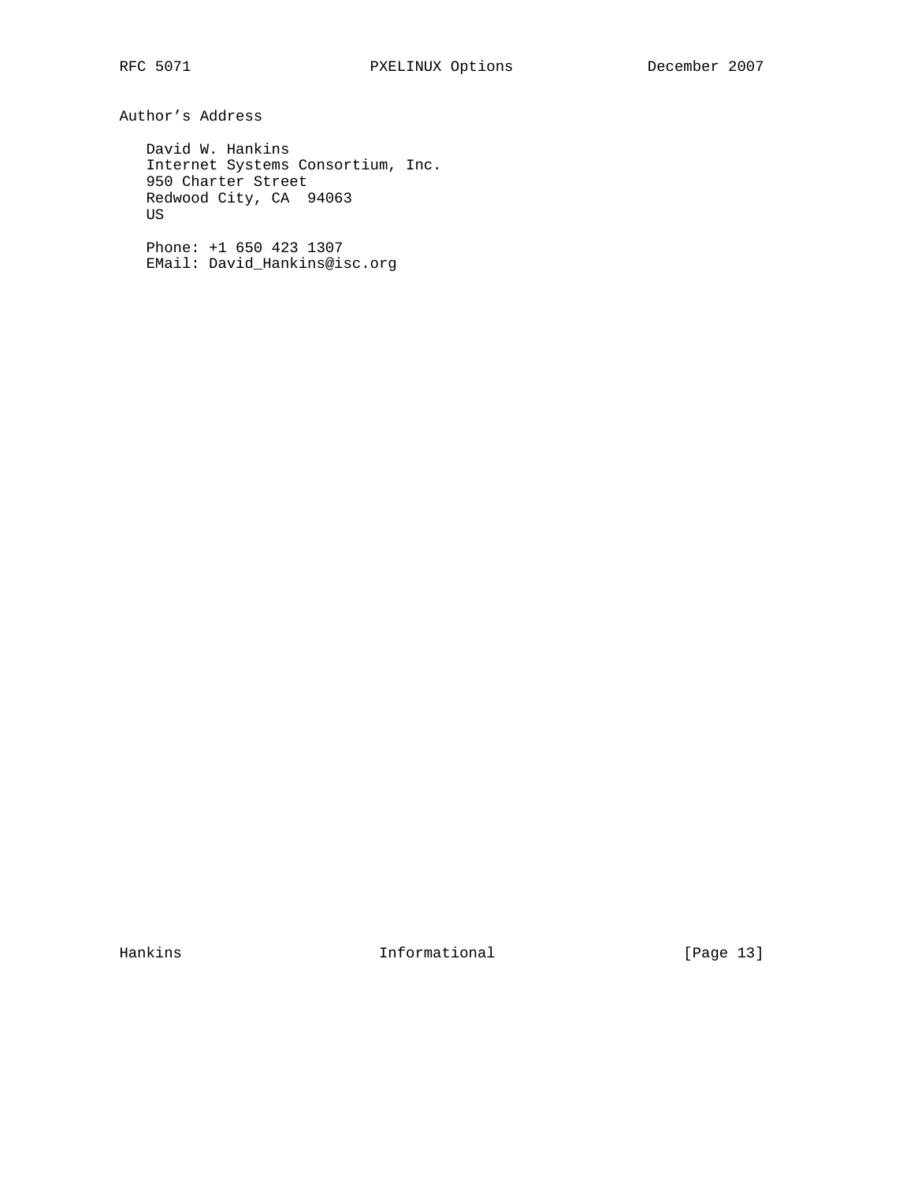## Author's Address

David W. Hankins
Internet Systems Consortium, Inc.
950 Charter Street
Redwood City, CA  94063
US

Phone: +1 650 423 1307
EMail: David_Hankins@isc.org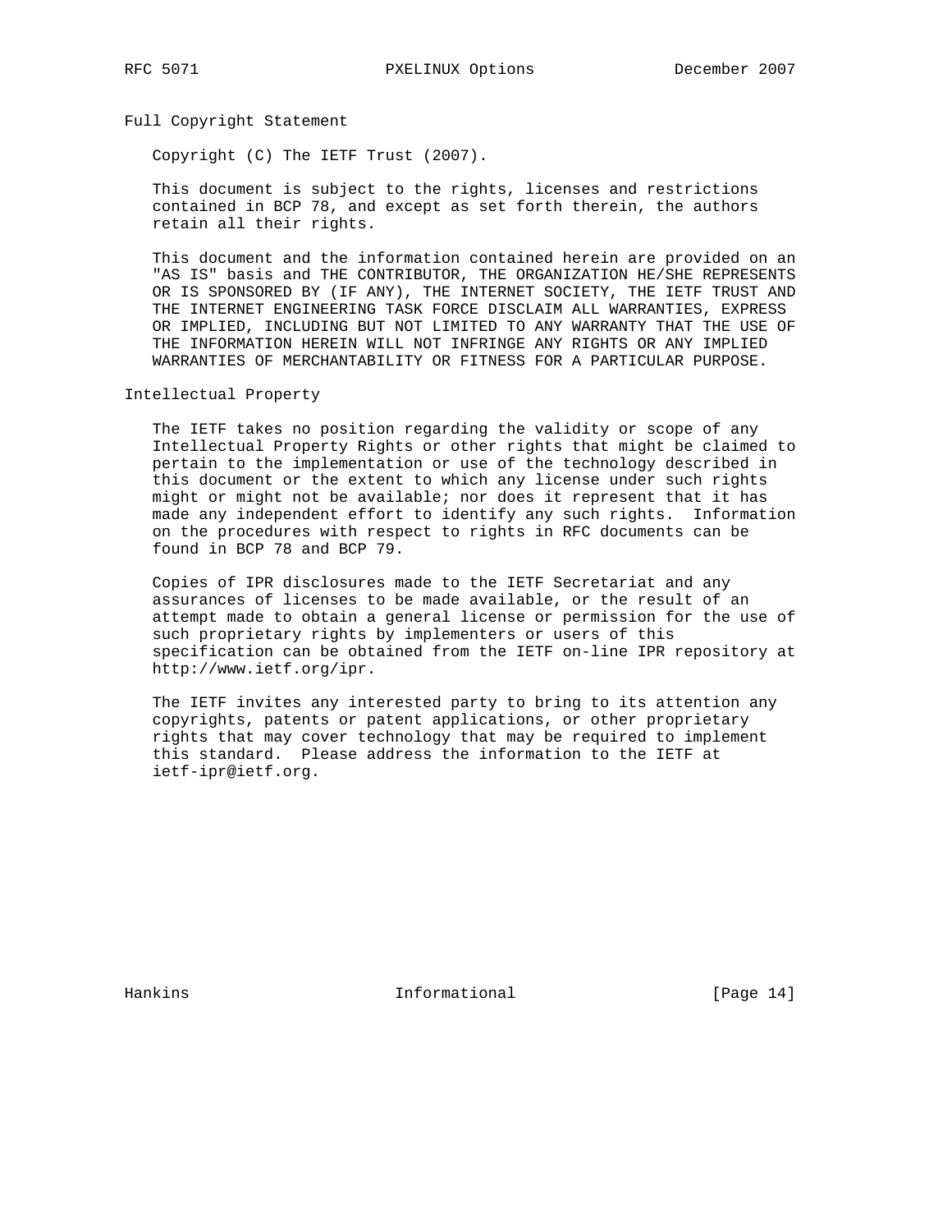## Full Copyright Statement

Copyright (C) The IETF Trust (2007).

This document is subject to the rights, licenses and restrictions contained in BCP 78, and except as set forth therein, the authors retain all their rights.

This document and the information contained herein are provided on an "AS IS" basis and THE CONTRIBUTOR, THE ORGANIZATION HE/SHE REPRESENTS OR IS SPONSORED BY (IF ANY), THE INTERNET SOCIETY, THE IETF TRUST AND THE INTERNET ENGINEERING TASK FORCE DISCLAIM ALL WARRANTIES, EXPRESS OR IMPLIED, INCLUDING BUT NOT LIMITED TO ANY WARRANTY THAT THE USE OF THE INFORMATION HEREIN WILL NOT INFRINGE ANY RIGHTS OR ANY IMPLIED WARRANTIES OF MERCHANTABILITY OR FITNESS FOR A PARTICULAR PURPOSE.

## Intellectual Property

The IETF takes no position regarding the validity or scope of any Intellectual Property Rights or other rights that might be claimed to pertain to the implementation or use of the technology described in this document or the extent to which any license under such rights might or might not be available; nor does it represent that it has made any independent effort to identify any such rights. Information on the procedures with respect to rights in RFC documents can be found in BCP 78 and BCP 79.

Copies of IPR disclosures made to the IETF Secretariat and any assurances of licenses to be made available, or the result of an attempt made to obtain a general license or permission for the use of such proprietary rights by implementers or users of this specification can be obtained from the IETF on-line IPR repository at http://www.ietf.org/ipr.

The IETF invites any interested party to bring to its attention any copyrights, patents or patent applications, or other proprietary rights that may cover technology that may be required to implement this standard. Please address the information to the IETF at ietf-ipr@ietf.org.